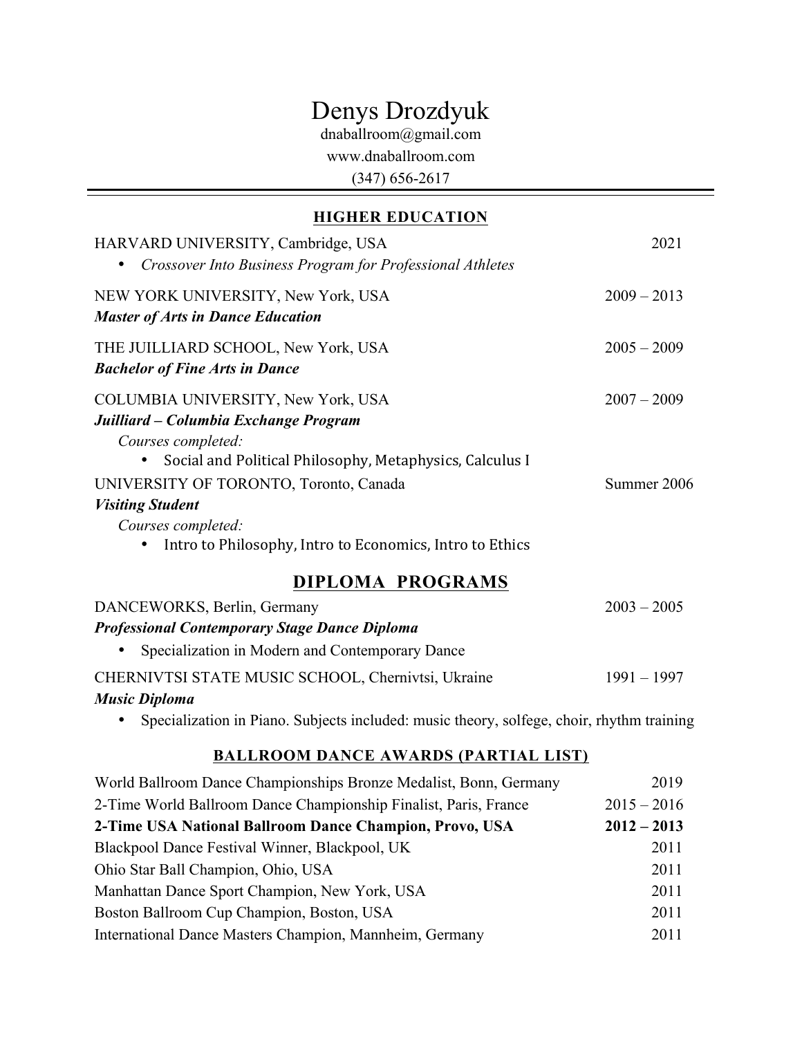# Denys Drozdyuk

dnaballroom@gmail.com
www.dnaballroom.com
(347) 656-2617

---

## HIGHER EDUCATION

HARVARD UNIVERSITY, Cambridge, USA — 2021

- *Crossover Into Business Program for Professional Athletes*

NEW YORK UNIVERSITY, New York, USA — 2009 – 2013
***Master of Arts in Dance Education***

THE JUILLIARD SCHOOL, New York, USA — 2005 – 2009
***Bachelor of Fine Arts in Dance***

COLUMBIA UNIVERSITY, New York, USA — 2007 – 2009
***Juilliard – Columbia Exchange Program***
*Courses completed:*

- Social and Political Philosophy, Metaphysics, Calculus I

UNIVERSITY OF TORONTO, Toronto, Canada — Summer 2006
***Visiting Student***
*Courses completed:*

- Intro to Philosophy, Intro to Economics, Intro to Ethics

## DIPLOMA PROGRAMS

DANCEWORKS, Berlin, Germany — 2003 – 2005
***Professional Contemporary Stage Dance Diploma***

- Specialization in Modern and Contemporary Dance

CHERNIVTSI STATE MUSIC SCHOOL, Chernivtsi, Ukraine — 1991 – 1997
***Music Diploma***

- Specialization in Piano. Subjects included: music theory, solfege, choir, rhythm training

## BALLROOM DANCE AWARDS (PARTIAL LIST)

| Award | Year |
|---|---|
| World Ballroom Dance Championships Bronze Medalist, Bonn, Germany | 2019 |
| 2-Time World Ballroom Dance Championship Finalist, Paris, France | 2015 – 2016 |
| **2-Time USA National Ballroom Dance Champion, Provo, USA** | **2012 – 2013** |
| Blackpool Dance Festival Winner, Blackpool, UK | 2011 |
| Ohio Star Ball Champion, Ohio, USA | 2011 |
| Manhattan Dance Sport Champion, New York, USA | 2011 |
| Boston Ballroom Cup Champion, Boston, USA | 2011 |
| International Dance Masters Champion, Mannheim, Germany | 2011 |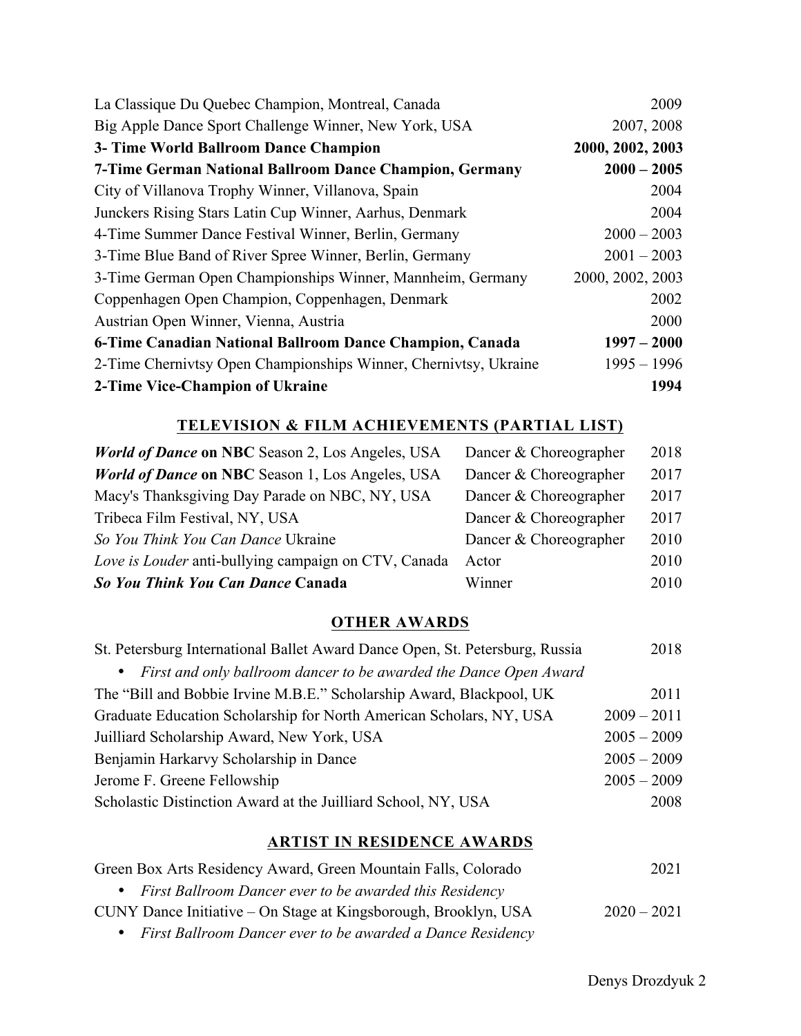| | |
|---|---|
| La Classique Du Quebec Champion, Montreal, Canada | 2009 |
| Big Apple Dance Sport Challenge Winner, New York, USA | 2007, 2008 |
| **3- Time World Ballroom Dance Champion** | **2000, 2002, 2003** |
| **7-Time German National Ballroom Dance Champion, Germany** | **2000 – 2005** |
| City of Villanova Trophy Winner, Villanova, Spain | 2004 |
| Junckers Rising Stars Latin Cup Winner, Aarhus, Denmark | 2004 |
| 4-Time Summer Dance Festival Winner, Berlin, Germany | 2000 – 2003 |
| 3-Time Blue Band of River Spree Winner, Berlin, Germany | 2001 – 2003 |
| 3-Time German Open Championships Winner, Mannheim, Germany | 2000, 2002, 2003 |
| Coppenhagen Open Champion, Coppenhagen, Denmark | 2002 |
| Austrian Open Winner, Vienna, Austria | 2000 |
| **6-Time Canadian National Ballroom Dance Champion, Canada** | **1997 – 2000** |
| 2-Time Chernivtsy Open Championships Winner, Chernivtsy, Ukraine | 1995 – 1996 |
| **2-Time Vice-Champion of Ukraine** | **1994** |

## TELEVISION & FILM ACHIEVEMENTS (PARTIAL LIST)

| | | |
|---|---|---|
| ***World of Dance* on NBC** Season 2, Los Angeles, USA | Dancer & Choreographer | 2018 |
| ***World of Dance* on NBC** Season 1, Los Angeles, USA | Dancer & Choreographer | 2017 |
| Macy's Thanksgiving Day Parade on NBC, NY, USA | Dancer & Choreographer | 2017 |
| Tribeca Film Festival, NY, USA | Dancer & Choreographer | 2017 |
| *So You Think You Can Dance* Ukraine | Dancer & Choreographer | 2010 |
| *Love is Louder* anti-bullying campaign on CTV, Canada | Actor | 2010 |
| ***So You Think You Can Dance* Canada** | Winner | 2010 |

## OTHER AWARDS

| | |
|---|---|
| St. Petersburg International Ballet Award Dance Open, St. Petersburg, Russia | 2018 |
| • *First and only ballroom dancer to be awarded the Dance Open Award* | |
| The "Bill and Bobbie Irvine M.B.E." Scholarship Award, Blackpool, UK | 2011 |
| Graduate Education Scholarship for North American Scholars, NY, USA | 2009 – 2011 |
| Juilliard Scholarship Award, New York, USA | 2005 – 2009 |
| Benjamin Harkarvy Scholarship in Dance | 2005 – 2009 |
| Jerome F. Greene Fellowship | 2005 – 2009 |
| Scholastic Distinction Award at the Juilliard School, NY, USA | 2008 |

## ARTIST IN RESIDENCE AWARDS

| | |
|---|---|
| Green Box Arts Residency Award, Green Mountain Falls, Colorado | 2021 |
| • *First Ballroom Dancer ever to be awarded this Residency* | |
| CUNY Dance Initiative – On Stage at Kingsborough, Brooklyn, USA | 2020 – 2021 |
| • *First Ballroom Dancer ever to be awarded a Dance Residency* | |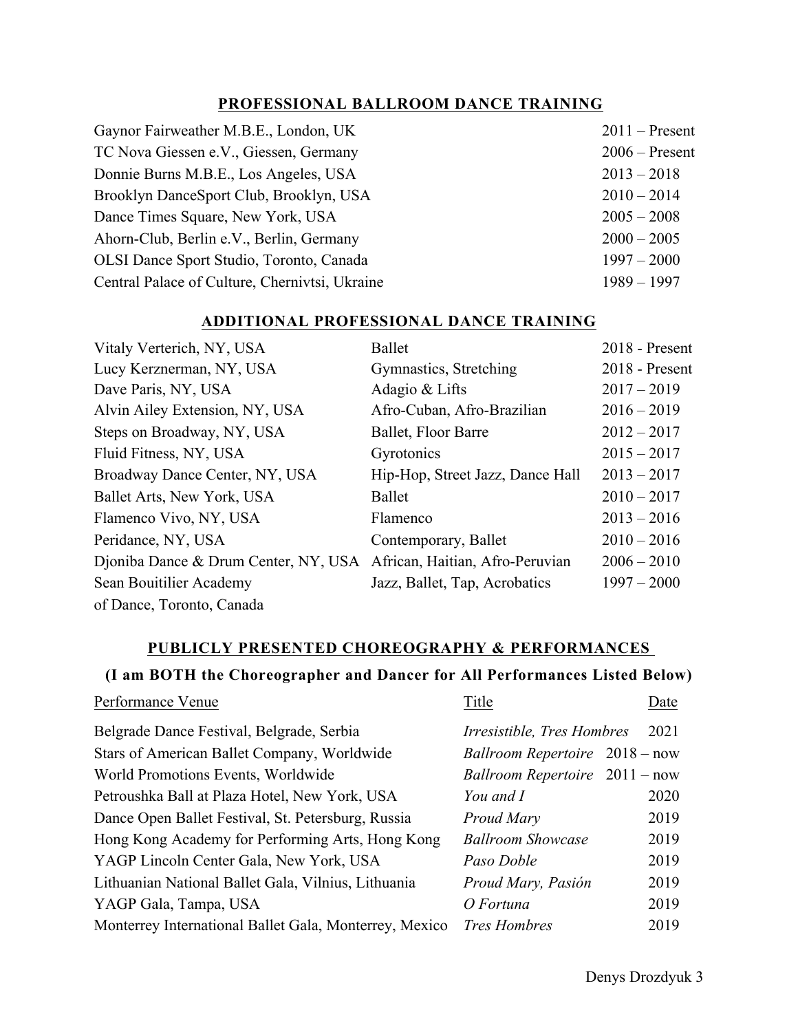## PROFESSIONAL BALLROOM DANCE TRAINING

| | |
|---|---|
| Gaynor Fairweather M.B.E., London, UK | 2011 – Present |
| TC Nova Giessen e.V., Giessen, Germany | 2006 – Present |
| Donnie Burns M.B.E., Los Angeles, USA | 2013 – 2018 |
| Brooklyn DanceSport Club, Brooklyn, USA | 2010 – 2014 |
| Dance Times Square, New York, USA | 2005 – 2008 |
| Ahorn-Club, Berlin e.V., Berlin, Germany | 2000 – 2005 |
| OLSI Dance Sport Studio, Toronto, Canada | 1997 – 2000 |
| Central Palace of Culture, Chernivtsi, Ukraine | 1989 – 1997 |

## ADDITIONAL PROFESSIONAL DANCE TRAINING

| | | |
|---|---|---|
| Vitaly Verterich, NY, USA | Ballet | 2018 - Present |
| Lucy Kerznerman, NY, USA | Gymnastics, Stretching | 2018 - Present |
| Dave Paris, NY, USA | Adagio & Lifts | 2017 – 2019 |
| Alvin Ailey Extension, NY, USA | Afro-Cuban, Afro-Brazilian | 2016 – 2019 |
| Steps on Broadway, NY, USA | Ballet, Floor Barre | 2012 – 2017 |
| Fluid Fitness, NY, USA | Gyrotonics | 2015 – 2017 |
| Broadway Dance Center, NY, USA | Hip-Hop, Street Jazz, Dance Hall | 2013 – 2017 |
| Ballet Arts, New York, USA | Ballet | 2010 – 2017 |
| Flamenco Vivo, NY, USA | Flamenco | 2013 – 2016 |
| Peridance, NY, USA | Contemporary, Ballet | 2010 – 2016 |
| Djoniba Dance & Drum Center, NY, USA | African, Haitian, Afro-Peruvian | 2006 – 2010 |
| Sean Bouitilier Academy of Dance, Toronto, Canada | Jazz, Ballet, Tap, Acrobatics | 1997 – 2000 |

## PUBLICLY PRESENTED CHOREOGRAPHY & PERFORMANCES

### (I am BOTH the Choreographer and Dancer for All Performances Listed Below)

| Performance Venue | Title | Date |
|---|---|---|
| Belgrade Dance Festival, Belgrade, Serbia | *Irresistible, Tres Hombres* | 2021 |
| Stars of American Ballet Company, Worldwide | *Ballroom Repertoire* | 2018 – now |
| World Promotions Events, Worldwide | *Ballroom Repertoire* | 2011 – now |
| Petroushka Ball at Plaza Hotel, New York, USA | *You and I* | 2020 |
| Dance Open Ballet Festival, St. Petersburg, Russia | *Proud Mary* | 2019 |
| Hong Kong Academy for Performing Arts, Hong Kong | *Ballroom Showcase* | 2019 |
| YAGP Lincoln Center Gala, New York, USA | *Paso Doble* | 2019 |
| Lithuanian National Ballet Gala, Vilnius, Lithuania | *Proud Mary, Pasión* | 2019 |
| YAGP Gala, Tampa, USA | *O Fortuna* | 2019 |
| Monterrey International Ballet Gala, Monterrey, Mexico | *Tres Hombres* | 2019 |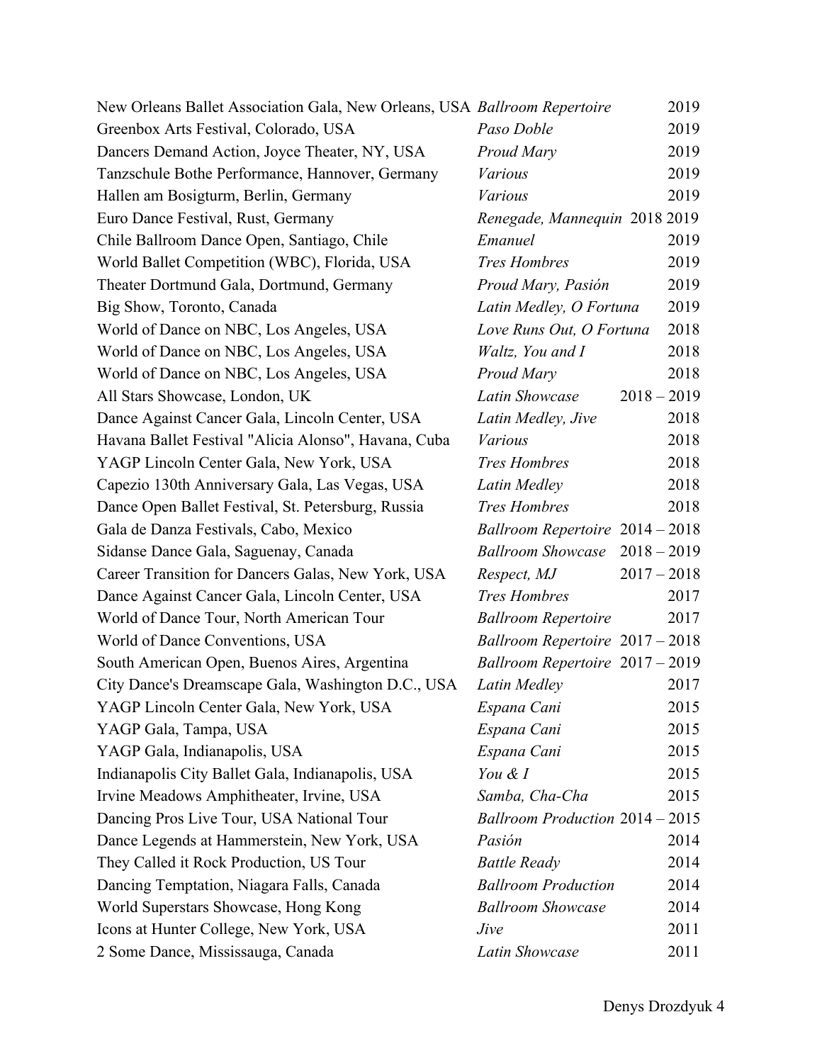| | | |
|---|---|---|
| New Orleans Ballet Association Gala, New Orleans, USA | *Ballroom Repertoire* | 2019 |
| Greenbox Arts Festival, Colorado, USA | *Paso Doble* | 2019 |
| Dancers Demand Action, Joyce Theater, NY, USA | *Proud Mary* | 2019 |
| Tanzschule Bothe Performance, Hannover, Germany | *Various* | 2019 |
| Hallen am Bosigturm, Berlin, Germany | *Various* | 2019 |
| Euro Dance Festival, Rust, Germany | *Renegade, Mannequin* | 2018 2019 |
| Chile Ballroom Dance Open, Santiago, Chile | *Emanuel* | 2019 |
| World Ballet Competition (WBC), Florida, USA | *Tres Hombres* | 2019 |
| Theater Dortmund Gala, Dortmund, Germany | *Proud Mary, Pasión* | 2019 |
| Big Show, Toronto, Canada | *Latin Medley, O Fortuna* | 2019 |
| World of Dance on NBC, Los Angeles, USA | *Love Runs Out, O Fortuna* | 2018 |
| World of Dance on NBC, Los Angeles, USA | *Waltz, You and I* | 2018 |
| World of Dance on NBC, Los Angeles, USA | *Proud Mary* | 2018 |
| All Stars Showcase, London, UK | *Latin Showcase* | 2018 – 2019 |
| Dance Against Cancer Gala, Lincoln Center, USA | *Latin Medley, Jive* | 2018 |
| Havana Ballet Festival "Alicia Alonso", Havana, Cuba | *Various* | 2018 |
| YAGP Lincoln Center Gala, New York, USA | *Tres Hombres* | 2018 |
| Capezio 130th Anniversary Gala, Las Vegas, USA | *Latin Medley* | 2018 |
| Dance Open Ballet Festival, St. Petersburg, Russia | *Tres Hombres* | 2018 |
| Gala de Danza Festivals, Cabo, Mexico | *Ballroom Repertoire* | 2014 – 2018 |
| Sidanse Dance Gala, Saguenay, Canada | *Ballroom Showcase* | 2018 – 2019 |
| Career Transition for Dancers Galas, New York, USA | *Respect, MJ* | 2017 – 2018 |
| Dance Against Cancer Gala, Lincoln Center, USA | *Tres Hombres* | 2017 |
| World of Dance Tour, North American Tour | *Ballroom Repertoire* | 2017 |
| World of Dance Conventions, USA | *Ballroom Repertoire* | 2017 – 2018 |
| South American Open, Buenos Aires, Argentina | *Ballroom Repertoire* | 2017 – 2019 |
| City Dance's Dreamscape Gala, Washington D.C., USA | *Latin Medley* | 2017 |
| YAGP Lincoln Center Gala, New York, USA | *Espana Cani* | 2015 |
| YAGP Gala, Tampa, USA | *Espana Cani* | 2015 |
| YAGP Gala, Indianapolis, USA | *Espana Cani* | 2015 |
| Indianapolis City Ballet Gala, Indianapolis, USA | *You & I* | 2015 |
| Irvine Meadows Amphitheater, Irvine, USA | *Samba, Cha-Cha* | 2015 |
| Dancing Pros Live Tour, USA National Tour | *Ballroom Production* | 2014 – 2015 |
| Dance Legends at Hammerstein, New York, USA | *Pasión* | 2014 |
| They Called it Rock Production, US Tour | *Battle Ready* | 2014 |
| Dancing Temptation, Niagara Falls, Canada | *Ballroom Production* | 2014 |
| World Superstars Showcase, Hong Kong | *Ballroom Showcase* | 2014 |
| Icons at Hunter College, New York, USA | *Jive* | 2011 |
| 2 Some Dance, Mississauga, Canada | *Latin Showcase* | 2011 |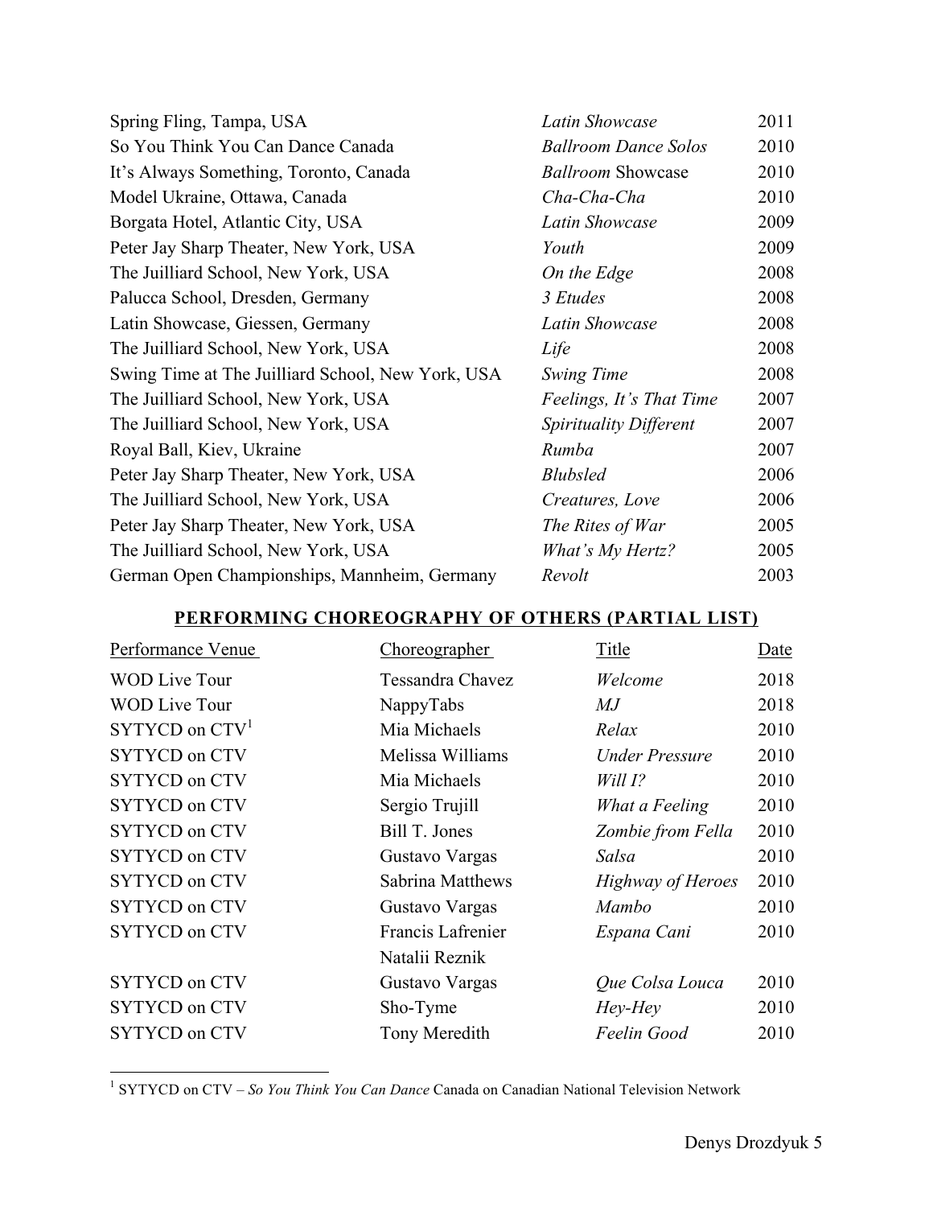| | | |
|---|---|---|
| Spring Fling, Tampa, USA | *Latin Showcase* | 2011 |
| So You Think You Can Dance Canada | *Ballroom Dance Solos* | 2010 |
| It's Always Something, Toronto, Canada | *Ballroom* Showcase | 2010 |
| Model Ukraine, Ottawa, Canada | *Cha-Cha-Cha* | 2010 |
| Borgata Hotel, Atlantic City, USA | *Latin Showcase* | 2009 |
| Peter Jay Sharp Theater, New York, USA | *Youth* | 2009 |
| The Juilliard School, New York, USA | *On the Edge* | 2008 |
| Palucca School, Dresden, Germany | *3 Etudes* | 2008 |
| Latin Showcase, Giessen, Germany | *Latin Showcase* | 2008 |
| The Juilliard School, New York, USA | *Life* | 2008 |
| Swing Time at The Juilliard School, New York, USA | *Swing Time* | 2008 |
| The Juilliard School, New York, USA | *Feelings, It's That Time* | 2007 |
| The Juilliard School, New York, USA | *Spirituality Different* | 2007 |
| Royal Ball, Kiev, Ukraine | *Rumba* | 2007 |
| Peter Jay Sharp Theater, New York, USA | *Blubsled* | 2006 |
| The Juilliard School, New York, USA | *Creatures, Love* | 2006 |
| Peter Jay Sharp Theater, New York, USA | *The Rites of War* | 2005 |
| The Juilliard School, New York, USA | *What's My Hertz?* | 2005 |
| German Open Championships, Mannheim, Germany | *Revolt* | 2003 |

## PERFORMING CHOREOGRAPHY OF OTHERS (PARTIAL LIST)

| Performance Venue | Choreographer | Title | Date |
|---|---|---|---|
| WOD Live Tour | Tessandra Chavez | *Welcome* | 2018 |
| WOD Live Tour | NappyTabs | *MJ* | 2018 |
| SYTYCD on CTV[1] | Mia Michaels | *Relax* | 2010 |
| SYTYCD on CTV | Melissa Williams | *Under Pressure* | 2010 |
| SYTYCD on CTV | Mia Michaels | *Will I?* | 2010 |
| SYTYCD on CTV | Sergio Trujill | *What a Feeling* | 2010 |
| SYTYCD on CTV | Bill T. Jones | *Zombie from Fella* | 2010 |
| SYTYCD on CTV | Gustavo Vargas | *Salsa* | 2010 |
| SYTYCD on CTV | Sabrina Matthews | *Highway of Heroes* | 2010 |
| SYTYCD on CTV | Gustavo Vargas | *Mambo* | 2010 |
| SYTYCD on CTV | Francis Lafrenier<br>Natalii Reznik | *Espana Cani* | 2010 |
| SYTYCD on CTV | Gustavo Vargas | *Que Colsa Louca* | 2010 |
| SYTYCD on CTV | Sho-Tyme | *Hey-Hey* | 2010 |
| SYTYCD on CTV | Tony Meredith | *Feelin Good* | 2010 |

[1] SYTYCD on CTV – *So You Think You Can Dance* Canada on Canadian National Television Network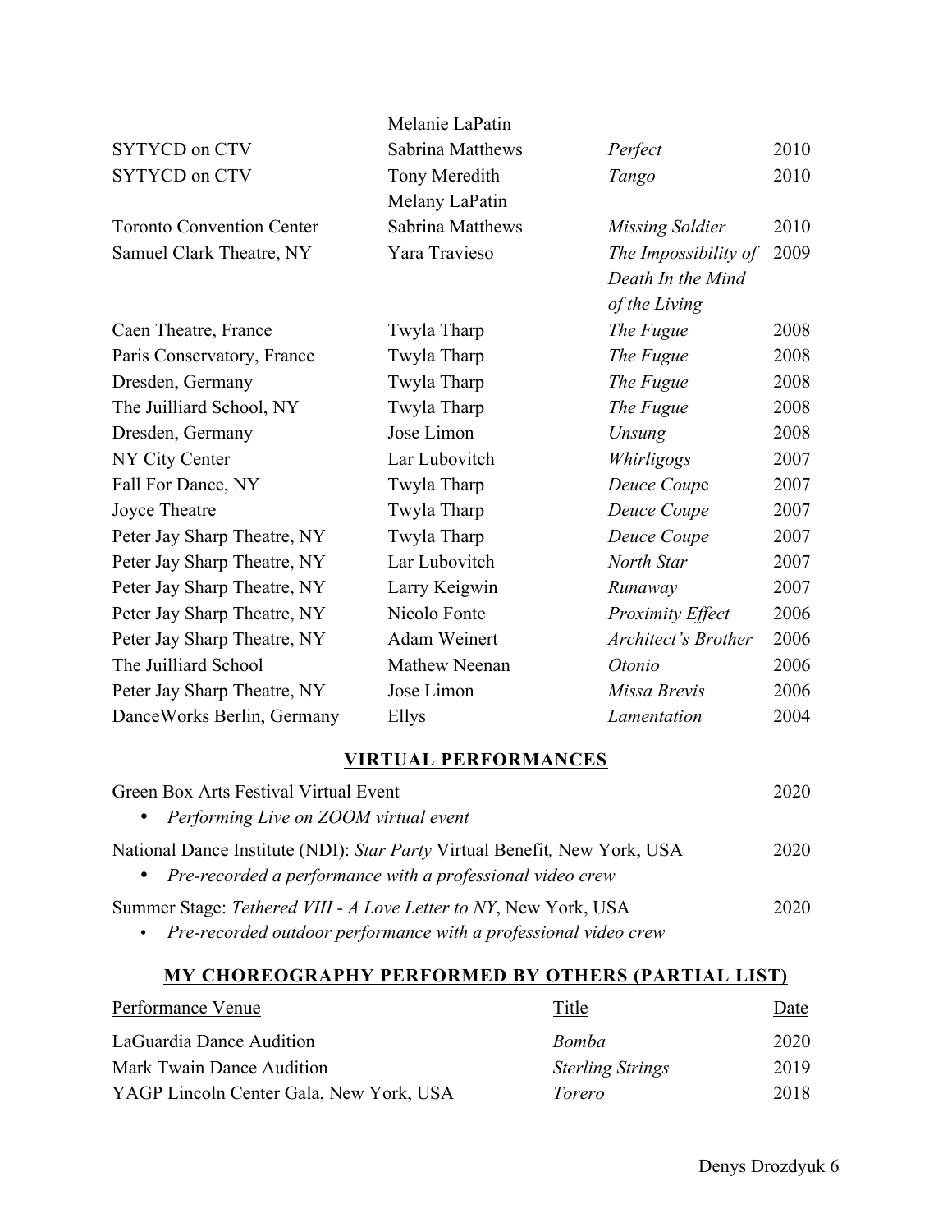| | | | |
|---|---|---|---|
| | Melanie LaPatin | | |
| SYTYCD on CTV | Sabrina Matthews | *Perfect* | 2010 |
| SYTYCD on CTV | Tony Meredith<br>Melany LaPatin | *Tango* | 2010 |
| Toronto Convention Center | Sabrina Matthews | *Missing Soldier* | 2010 |
| Samuel Clark Theatre, NY | Yara Travieso | *The Impossibility of Death In the Mind of the Living* | 2009 |
| Caen Theatre, France | Twyla Tharp | *The Fugue* | 2008 |
| Paris Conservatory, France | Twyla Tharp | *The Fugue* | 2008 |
| Dresden, Germany | Twyla Tharp | *The Fugue* | 2008 |
| The Juilliard School, NY | Twyla Tharp | *The Fugue* | 2008 |
| Dresden, Germany | Jose Limon | *Unsung* | 2008 |
| NY City Center | Lar Lubovitch | *Whirligogs* | 2007 |
| Fall For Dance, NY | Twyla Tharp | *Deuce Coup*e | 2007 |
| Joyce Theatre | Twyla Tharp | *Deuce Coupe* | 2007 |
| Peter Jay Sharp Theatre, NY | Twyla Tharp | *Deuce Coupe* | 2007 |
| Peter Jay Sharp Theatre, NY | Lar Lubovitch | *North Star* | 2007 |
| Peter Jay Sharp Theatre, NY | Larry Keigwin | *Runaway* | 2007 |
| Peter Jay Sharp Theatre, NY | Nicolo Fonte | *Proximity Effect* | 2006 |
| Peter Jay Sharp Theatre, NY | Adam Weinert | *Architect's Brother* | 2006 |
| The Juilliard School | Mathew Neenan | *Otonio* | 2006 |
| Peter Jay Sharp Theatre, NY | Jose Limon | *Missa Brevis* | 2006 |
| DanceWorks Berlin, Germany | Ellys | *Lamentation* | 2004 |

## VIRTUAL PERFORMANCES

Green Box Arts Festival Virtual Event — 2020
- *Performing Live on ZOOM virtual event*

National Dance Institute (NDI): *Star Party* Virtual Benefit, New York, USA — 2020
- *Pre-recorded a performance with a professional video crew*

Summer Stage: *Tethered VIII - A Love Letter to NY*, New York, USA — 2020
- *Pre-recorded outdoor performance with a professional video crew*

## MY CHOREOGRAPHY PERFORMED BY OTHERS (PARTIAL LIST)

| Performance Venue | Title | Date |
|---|---|---|
| LaGuardia Dance Audition | *Bomba* | 2020 |
| Mark Twain Dance Audition | *Sterling Strings* | 2019 |
| YAGP Lincoln Center Gala, New York, USA | *Torero* | 2018 |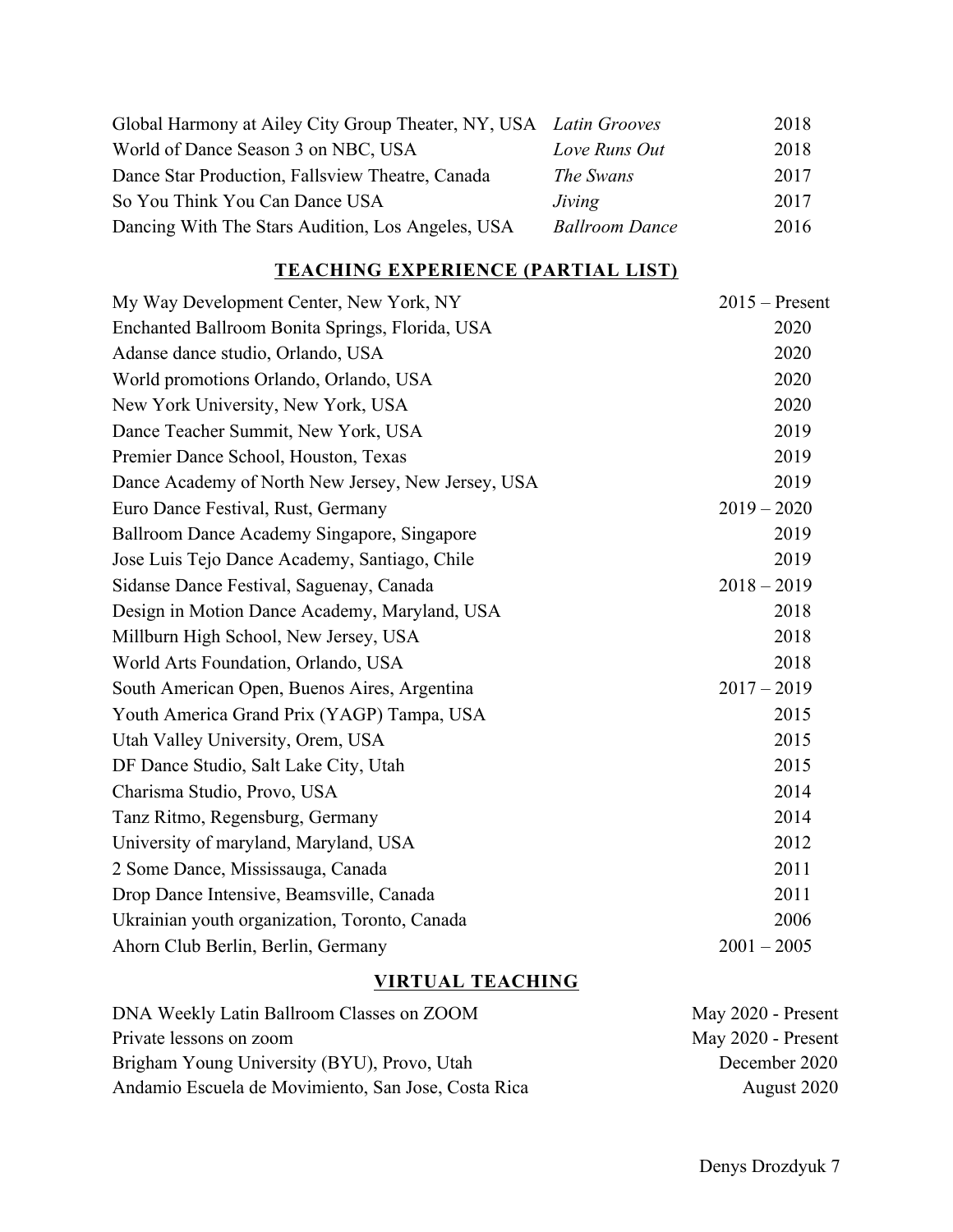| | | |
|---|---|---|
| Global Harmony at Ailey City Group Theater, NY, USA | *Latin Grooves* | 2018 |
| World of Dance Season 3 on NBC, USA | *Love Runs Out* | 2018 |
| Dance Star Production, Fallsview Theatre, Canada | *The Swans* | 2017 |
| So You Think You Can Dance USA | *Jiving* | 2017 |
| Dancing With The Stars Audition, Los Angeles, USA | *Ballroom Dance* | 2016 |

## TEACHING EXPERIENCE (PARTIAL LIST)

| | |
|---|---|
| My Way Development Center, New York, NY | 2015 – Present |
| Enchanted Ballroom Bonita Springs, Florida, USA | 2020 |
| Adanse dance studio, Orlando, USA | 2020 |
| World promotions Orlando, Orlando, USA | 2020 |
| New York University, New York, USA | 2020 |
| Dance Teacher Summit, New York, USA | 2019 |
| Premier Dance School, Houston, Texas | 2019 |
| Dance Academy of North New Jersey, New Jersey, USA | 2019 |
| Euro Dance Festival, Rust, Germany | 2019 – 2020 |
| Ballroom Dance Academy Singapore, Singapore | 2019 |
| Jose Luis Tejo Dance Academy, Santiago, Chile | 2019 |
| Sidanse Dance Festival, Saguenay, Canada | 2018 – 2019 |
| Design in Motion Dance Academy, Maryland, USA | 2018 |
| Millburn High School, New Jersey, USA | 2018 |
| World Arts Foundation, Orlando, USA | 2018 |
| South American Open, Buenos Aires, Argentina | 2017 – 2019 |
| Youth America Grand Prix (YAGP) Tampa, USA | 2015 |
| Utah Valley University, Orem, USA | 2015 |
| DF Dance Studio, Salt Lake City, Utah | 2015 |
| Charisma Studio, Provo, USA | 2014 |
| Tanz Ritmo, Regensburg, Germany | 2014 |
| University of maryland, Maryland, USA | 2012 |
| 2 Some Dance, Mississauga, Canada | 2011 |
| Drop Dance Intensive, Beamsville, Canada | 2011 |
| Ukrainian youth organization, Toronto, Canada | 2006 |
| Ahorn Club Berlin, Berlin, Germany | 2001 – 2005 |

## VIRTUAL TEACHING

| | |
|---|---|
| DNA Weekly Latin Ballroom Classes on ZOOM | May 2020 - Present |
| Private lessons on zoom | May 2020 - Present |
| Brigham Young University (BYU), Provo, Utah | December 2020 |
| Andamio Escuela de Movimiento, San Jose, Costa Rica | August 2020 |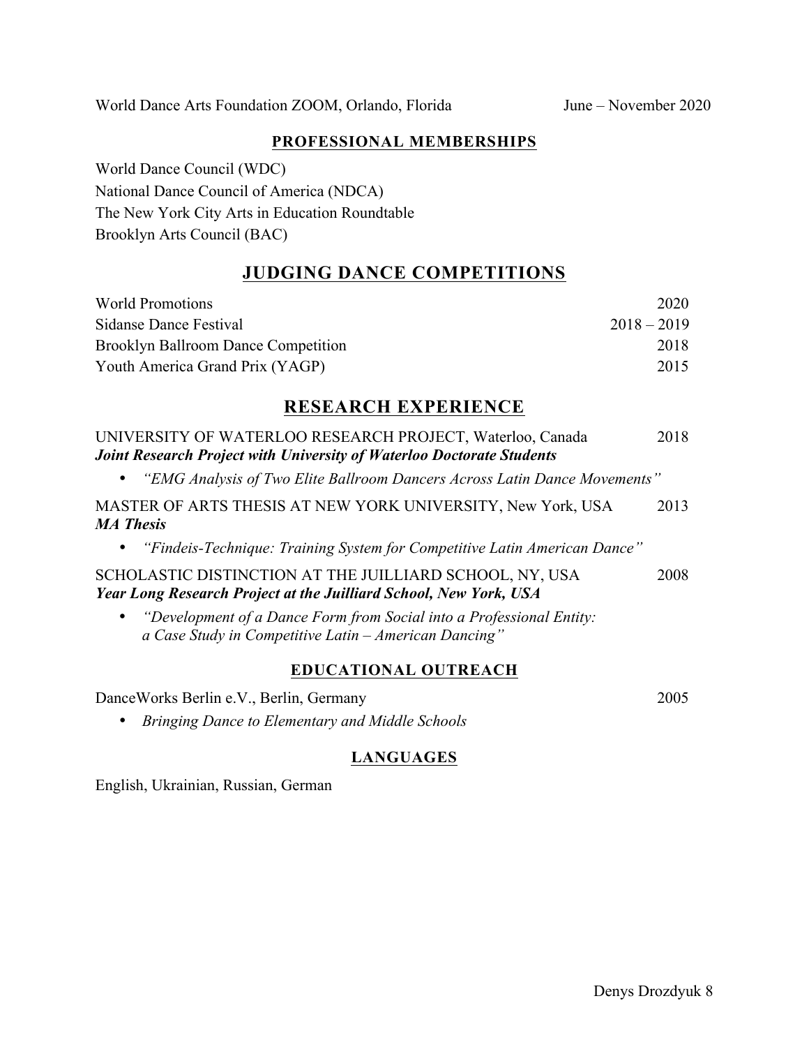World Dance Arts Foundation ZOOM, Orlando, Florida June – November 2020

## PROFESSIONAL MEMBERSHIPS

World Dance Council (WDC)
National Dance Council of America (NDCA)
The New York City Arts in Education Roundtable
Brooklyn Arts Council (BAC)

## JUDGING DANCE COMPETITIONS

| | |
|---|---|
| World Promotions | 2020 |
| Sidanse Dance Festival | 2018 – 2019 |
| Brooklyn Ballroom Dance Competition | 2018 |
| Youth America Grand Prix (YAGP) | 2015 |

## RESEARCH EXPERIENCE

UNIVERSITY OF WATERLOO RESEARCH PROJECT, Waterloo, Canada 2018
***Joint Research Project with University of Waterloo Doctorate Students***

- *"EMG Analysis of Two Elite Ballroom Dancers Across Latin Dance Movements"*

MASTER OF ARTS THESIS AT NEW YORK UNIVERSITY, New York, USA 2013
***MA Thesis***

- *"Findeis-Technique: Training System for Competitive Latin American Dance"*

SCHOLASTIC DISTINCTION AT THE JUILLIARD SCHOOL, NY, USA 2008
***Year Long Research Project at the Juilliard School, New York, USA***

- *"Development of a Dance Form from Social into a Professional Entity: a Case Study in Competitive Latin – American Dancing"*

## EDUCATIONAL OUTREACH

DanceWorks Berlin e.V., Berlin, Germany 2005

- *Bringing Dance to Elementary and Middle Schools*

## LANGUAGES

English, Ukrainian, Russian, German